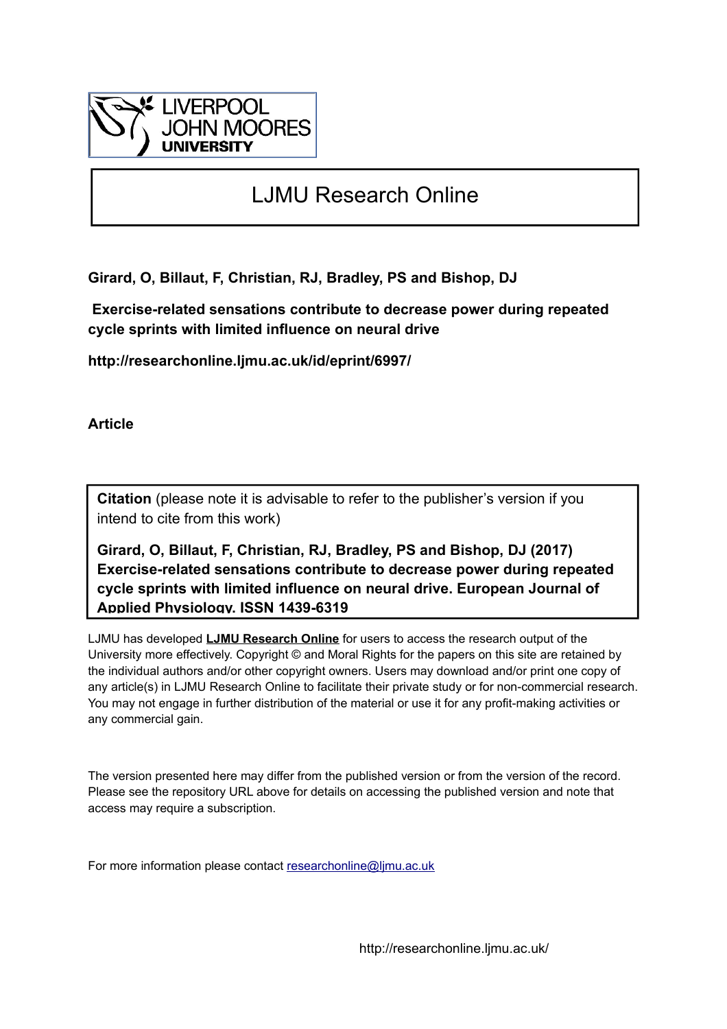LIVERPOOL JOHN MOORES UNIVERSITY

# LJMU Research Online

**Girard, O, Billaut, F, Christian, RJ, Bradley, PS and Bishop, DJ**

**Exercise-related sensations contribute to decrease power during repeated cycle sprints with limited influence on neural drive**

**http://researchonline.ljmu.ac.uk/id/eprint/6997/**

**Article**

**Citation** (please note it is advisable to refer to the publisher's version if you intend to cite from this work)

**Girard, O, Billaut, F, Christian, RJ, Bradley, PS and Bishop, DJ (2017) Exercise-related sensations contribute to decrease power during repeated cycle sprints with limited influence on neural drive. European Journal of Applied Physiology. ISSN 1439-6319**

LJMU has developed **LJMU Research Online** for users to access the research output of the University more effectively. Copyright © and Moral Rights for the papers on this site are retained by the individual authors and/or other copyright owners. Users may download and/or print one copy of any article(s) in LJMU Research Online to facilitate their private study or for non-commercial research. You may not engage in further distribution of the material or use it for any profit-making activities or any commercial gain.

The version presented here may differ from the published version or from the version of the record. Please see the repository URL above for details on accessing the published version and note that access may require a subscription.

For more information please contact researchonline@ljmu.ac.uk

http://researchonline.ljmu.ac.uk/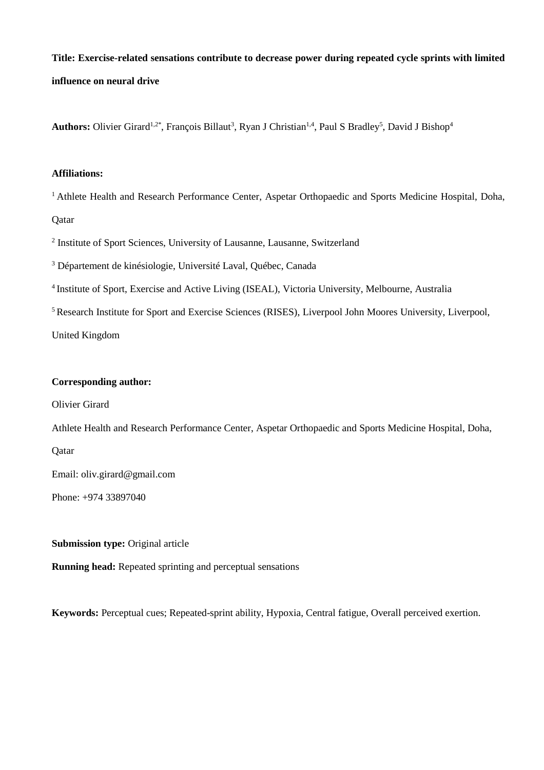**Title: Exercise-related sensations contribute to decrease power during repeated cycle sprints with limited influence on neural drive**

**Authors:** Olivier Girard[1,2*], François Billaut[3], Ryan J Christian[1,4], Paul S Bradley[5], David J Bishop[4]

**Affiliations:**

[1] Athlete Health and Research Performance Center, Aspetar Orthopaedic and Sports Medicine Hospital, Doha, Qatar

[2] Institute of Sport Sciences, University of Lausanne, Lausanne, Switzerland

[3] Département de kinésiologie, Université Laval, Québec, Canada

[4] Institute of Sport, Exercise and Active Living (ISEAL), Victoria University, Melbourne, Australia

[5] Research Institute for Sport and Exercise Sciences (RISES), Liverpool John Moores University, Liverpool, United Kingdom

**Corresponding author:**

Olivier Girard

Athlete Health and Research Performance Center, Aspetar Orthopaedic and Sports Medicine Hospital, Doha, Qatar

Email: oliv.girard@gmail.com

Phone: +974 33897040

**Submission type:** Original article

**Running head:** Repeated sprinting and perceptual sensations

**Keywords:** Perceptual cues; Repeated-sprint ability, Hypoxia, Central fatigue, Overall perceived exertion.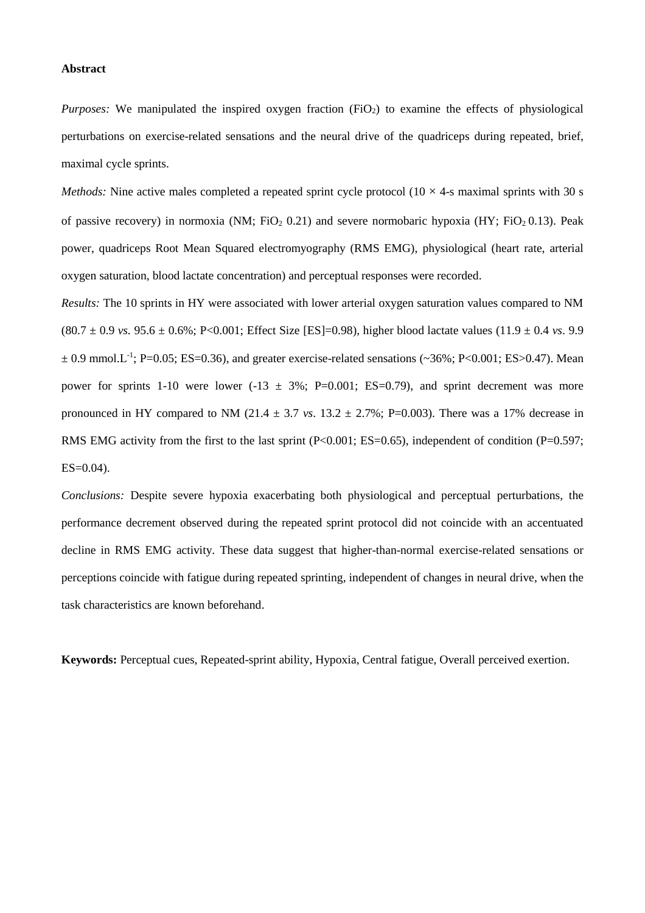**Abstract**

*Purposes:* We manipulated the inspired oxygen fraction ($FiO_2$) to examine the effects of physiological perturbations on exercise-related sensations and the neural drive of the quadriceps during repeated, brief, maximal cycle sprints.

*Methods:* Nine active males completed a repeated sprint cycle protocol (10 × 4-s maximal sprints with 30 s of passive recovery) in normoxia (NM; $FiO_2$ 0.21) and severe normobaric hypoxia (HY; $FiO_2$ 0.13). Peak power, quadriceps Root Mean Squared electromyography (RMS EMG), physiological (heart rate, arterial oxygen saturation, blood lactate concentration) and perceptual responses were recorded.

*Results:* The 10 sprints in HY were associated with lower arterial oxygen saturation values compared to NM (80.7 ± 0.9 *vs.* 95.6 ± 0.6%; P<0.001; Effect Size [ES]=0.98), higher blood lactate values (11.9 ± 0.4 *vs*. 9.9 ± 0.9 $mmol.L^{-1}$; P=0.05; ES=0.36), and greater exercise-related sensations (~36%; P<0.001; ES>0.47). Mean power for sprints 1-10 were lower (-13 ± 3%; P=0.001; ES=0.79), and sprint decrement was more pronounced in HY compared to NM (21.4 ± 3.7 *vs*. 13.2 ± 2.7%; P=0.003). There was a 17% decrease in RMS EMG activity from the first to the last sprint (P<0.001; ES=0.65), independent of condition (P=0.597; ES=0.04).

*Conclusions:* Despite severe hypoxia exacerbating both physiological and perceptual perturbations, the performance decrement observed during the repeated sprint protocol did not coincide with an accentuated decline in RMS EMG activity. These data suggest that higher-than-normal exercise-related sensations or perceptions coincide with fatigue during repeated sprinting, independent of changes in neural drive, when the task characteristics are known beforehand.

**Keywords:** Perceptual cues, Repeated-sprint ability, Hypoxia, Central fatigue, Overall perceived exertion.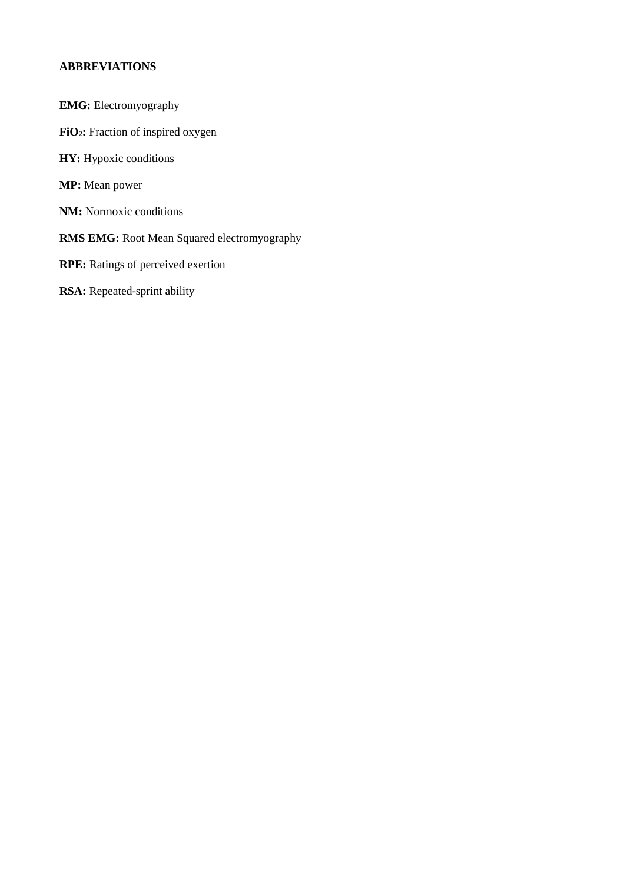**ABBREVIATIONS**

**EMG:** Electromyography

**$FiO_2$:** Fraction of inspired oxygen

**HY:** Hypoxic conditions

**MP:** Mean power

**NM:** Normoxic conditions

**RMS EMG:** Root Mean Squared electromyography

**RPE:** Ratings of perceived exertion

**RSA:** Repeated-sprint ability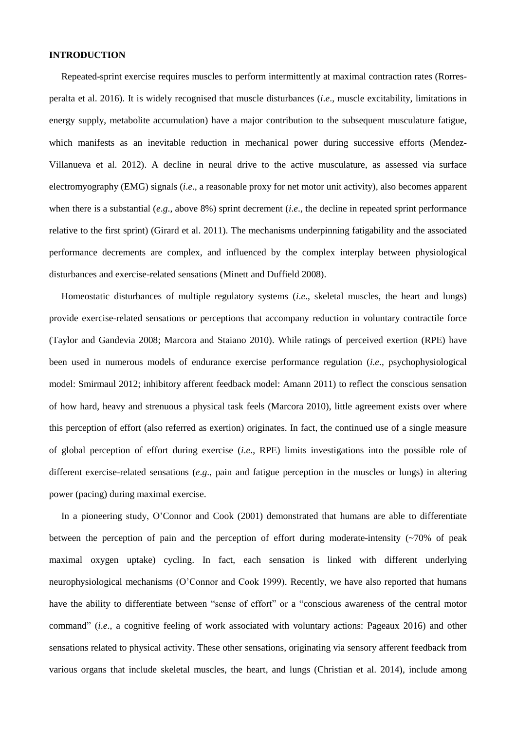## INTRODUCTION

Repeated-sprint exercise requires muscles to perform intermittently at maximal contraction rates (Rorres-peralta et al. 2016). It is widely recognised that muscle disturbances (*i.e*., muscle excitability, limitations in energy supply, metabolite accumulation) have a major contribution to the subsequent musculature fatigue, which manifests as an inevitable reduction in mechanical power during successive efforts (Mendez-Villanueva et al. 2012). A decline in neural drive to the active musculature, as assessed via surface electromyography (EMG) signals (*i.e*., a reasonable proxy for net motor unit activity), also becomes apparent when there is a substantial (*e.g*., above 8%) sprint decrement (*i.e*., the decline in repeated sprint performance relative to the first sprint) (Girard et al. 2011). The mechanisms underpinning fatigability and the associated performance decrements are complex, and influenced by the complex interplay between physiological disturbances and exercise-related sensations (Minett and Duffield 2008).

Homeostatic disturbances of multiple regulatory systems (*i.e*., skeletal muscles, the heart and lungs) provide exercise-related sensations or perceptions that accompany reduction in voluntary contractile force (Taylor and Gandevia 2008; Marcora and Staiano 2010). While ratings of perceived exertion (RPE) have been used in numerous models of endurance exercise performance regulation (*i.e*., psychophysiological model: Smirmaul 2012; inhibitory afferent feedback model: Amann 2011) to reflect the conscious sensation of how hard, heavy and strenuous a physical task feels (Marcora 2010), little agreement exists over where this perception of effort (also referred as exertion) originates. In fact, the continued use of a single measure of global perception of effort during exercise (*i.e*., RPE) limits investigations into the possible role of different exercise-related sensations (*e.g*., pain and fatigue perception in the muscles or lungs) in altering power (pacing) during maximal exercise.

In a pioneering study, O'Connor and Cook (2001) demonstrated that humans are able to differentiate between the perception of pain and the perception of effort during moderate-intensity (~70% of peak maximal oxygen uptake) cycling. In fact, each sensation is linked with different underlying neurophysiological mechanisms (O'Connor and Cook 1999). Recently, we have also reported that humans have the ability to differentiate between "sense of effort" or a "conscious awareness of the central motor command" (*i.e*., a cognitive feeling of work associated with voluntary actions: Pageaux 2016) and other sensations related to physical activity. These other sensations, originating via sensory afferent feedback from various organs that include skeletal muscles, the heart, and lungs (Christian et al. 2014), include among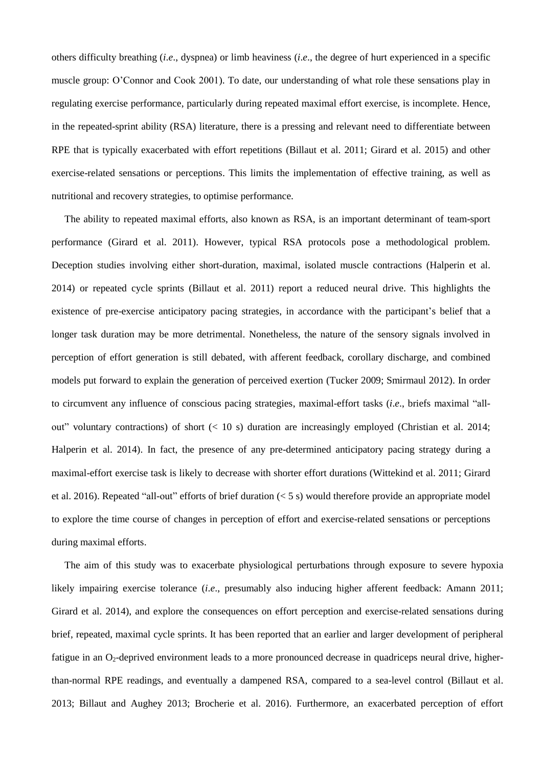others difficulty breathing (*i.e*., dyspnea) or limb heaviness (*i.e*., the degree of hurt experienced in a specific muscle group: O'Connor and Cook 2001). To date, our understanding of what role these sensations play in regulating exercise performance, particularly during repeated maximal effort exercise, is incomplete. Hence, in the repeated-sprint ability (RSA) literature, there is a pressing and relevant need to differentiate between RPE that is typically exacerbated with effort repetitions (Billaut et al. 2011; Girard et al. 2015) and other exercise-related sensations or perceptions. This limits the implementation of effective training, as well as nutritional and recovery strategies, to optimise performance.

The ability to repeated maximal efforts, also known as RSA, is an important determinant of team-sport performance (Girard et al. 2011). However, typical RSA protocols pose a methodological problem. Deception studies involving either short-duration, maximal, isolated muscle contractions (Halperin et al. 2014) or repeated cycle sprints (Billaut et al. 2011) report a reduced neural drive. This highlights the existence of pre-exercise anticipatory pacing strategies, in accordance with the participant's belief that a longer task duration may be more detrimental. Nonetheless, the nature of the sensory signals involved in perception of effort generation is still debated, with afferent feedback, corollary discharge, and combined models put forward to explain the generation of perceived exertion (Tucker 2009; Smirmaul 2012). In order to circumvent any influence of conscious pacing strategies, maximal-effort tasks (*i.e*., briefs maximal "all-out" voluntary contractions) of short (< 10 s) duration are increasingly employed (Christian et al. 2014; Halperin et al. 2014). In fact, the presence of any pre-determined anticipatory pacing strategy during a maximal-effort exercise task is likely to decrease with shorter effort durations (Wittekind et al. 2011; Girard et al. 2016). Repeated "all-out" efforts of brief duration (< 5 s) would therefore provide an appropriate model to explore the time course of changes in perception of effort and exercise-related sensations or perceptions during maximal efforts.

The aim of this study was to exacerbate physiological perturbations through exposure to severe hypoxia likely impairing exercise tolerance (*i.e*., presumably also inducing higher afferent feedback: Amann 2011; Girard et al. 2014), and explore the consequences on effort perception and exercise-related sensations during brief, repeated, maximal cycle sprints. It has been reported that an earlier and larger development of peripheral fatigue in an $O_2$-deprived environment leads to a more pronounced decrease in quadriceps neural drive, higher-than-normal RPE readings, and eventually a dampened RSA, compared to a sea-level control (Billaut et al. 2013; Billaut and Aughey 2013; Brocherie et al. 2016). Furthermore, an exacerbated perception of effort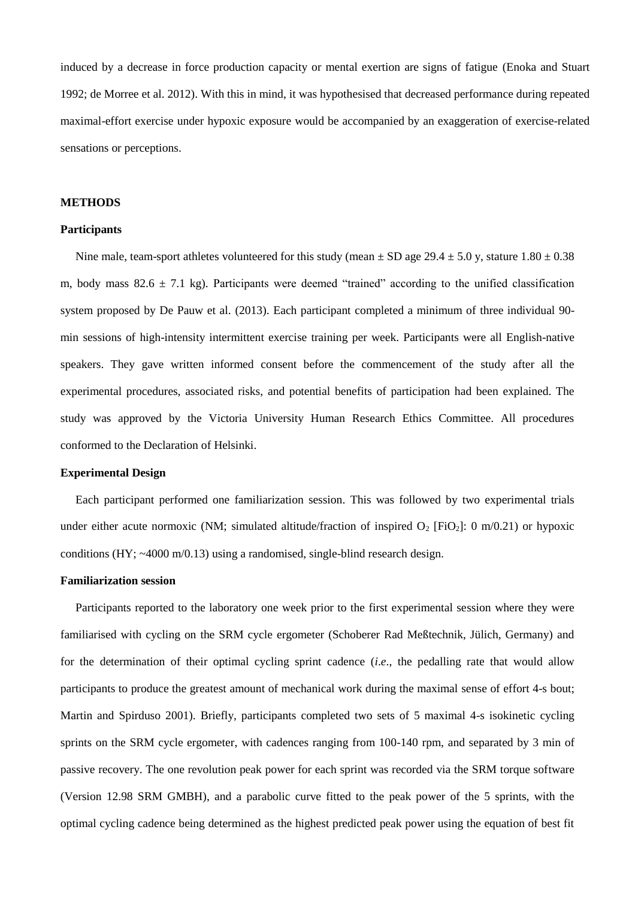induced by a decrease in force production capacity or mental exertion are signs of fatigue (Enoka and Stuart 1992; de Morree et al. 2012). With this in mind, it was hypothesised that decreased performance during repeated maximal-effort exercise under hypoxic exposure would be accompanied by an exaggeration of exercise-related sensations or perceptions.

## METHODS

### Participants

Nine male, team-sport athletes volunteered for this study (mean ± SD age 29.4 ± 5.0 y, stature 1.80 ± 0.38 m, body mass 82.6 ± 7.1 kg). Participants were deemed "trained" according to the unified classification system proposed by De Pauw et al. (2013). Each participant completed a minimum of three individual 90-min sessions of high-intensity intermittent exercise training per week. Participants were all English-native speakers. They gave written informed consent before the commencement of the study after all the experimental procedures, associated risks, and potential benefits of participation had been explained. The study was approved by the Victoria University Human Research Ethics Committee. All procedures conformed to the Declaration of Helsinki.

### Experimental Design

Each participant performed one familiarization session. This was followed by two experimental trials under either acute normoxic (NM; simulated altitude/fraction of inspired $O_2$ [$FiO_2$]: 0 m/0.21) or hypoxic conditions (HY; ~4000 m/0.13) using a randomised, single-blind research design.

### Familiarization session

Participants reported to the laboratory one week prior to the first experimental session where they were familiarised with cycling on the SRM cycle ergometer (Schoberer Rad Meßtechnik, Jülich, Germany) and for the determination of their optimal cycling sprint cadence (*i.e.*, the pedalling rate that would allow participants to produce the greatest amount of mechanical work during the maximal sense of effort 4-s bout; Martin and Spirduso 2001). Briefly, participants completed two sets of 5 maximal 4-s isokinetic cycling sprints on the SRM cycle ergometer, with cadences ranging from 100-140 rpm, and separated by 3 min of passive recovery. The one revolution peak power for each sprint was recorded via the SRM torque software (Version 12.98 SRM GMBH), and a parabolic curve fitted to the peak power of the 5 sprints, with the optimal cycling cadence being determined as the highest predicted peak power using the equation of best fit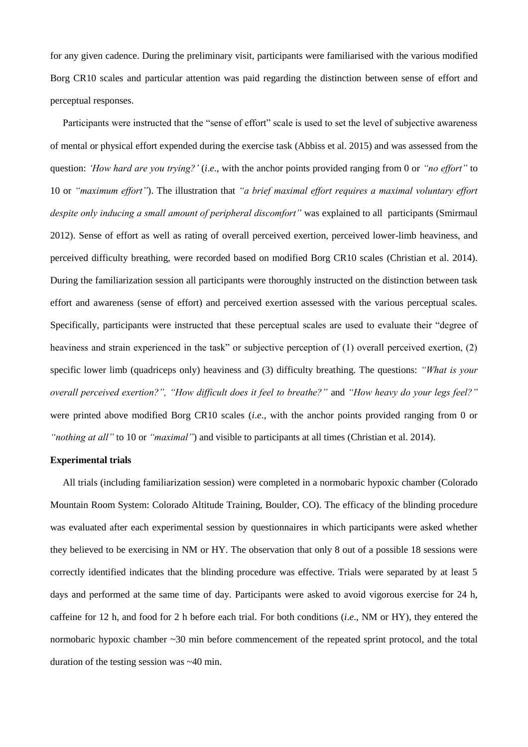for any given cadence. During the preliminary visit, participants were familiarised with the various modified Borg CR10 scales and particular attention was paid regarding the distinction between sense of effort and perceptual responses.

Participants were instructed that the "sense of effort" scale is used to set the level of subjective awareness of mental or physical effort expended during the exercise task (Abbiss et al. 2015) and was assessed from the question: *'How hard are you trying?'* (*i.e*., with the anchor points provided ranging from 0 or *"no effort"* to 10 or *"maximum effort"*). The illustration that *"a brief maximal effort requires a maximal voluntary effort despite only inducing a small amount of peripheral discomfort"* was explained to all participants (Smirmaul 2012). Sense of effort as well as rating of overall perceived exertion, perceived lower-limb heaviness, and perceived difficulty breathing, were recorded based on modified Borg CR10 scales (Christian et al. 2014). During the familiarization session all participants were thoroughly instructed on the distinction between task effort and awareness (sense of effort) and perceived exertion assessed with the various perceptual scales. Specifically, participants were instructed that these perceptual scales are used to evaluate their "degree of heaviness and strain experienced in the task" or subjective perception of (1) overall perceived exertion, (2) specific lower limb (quadriceps only) heaviness and (3) difficulty breathing. The questions: *"What is your overall perceived exertion?", "How difficult does it feel to breathe?"* and *"How heavy do your legs feel?"* were printed above modified Borg CR10 scales (*i.e*., with the anchor points provided ranging from 0 or *"nothing at all"* to 10 or *"maximal"*) and visible to participants at all times (Christian et al. 2014).

**Experimental trials**

All trials (including familiarization session) were completed in a normobaric hypoxic chamber (Colorado Mountain Room System: Colorado Altitude Training, Boulder, CO). The efficacy of the blinding procedure was evaluated after each experimental session by questionnaires in which participants were asked whether they believed to be exercising in NM or HY. The observation that only 8 out of a possible 18 sessions were correctly identified indicates that the blinding procedure was effective. Trials were separated by at least 5 days and performed at the same time of day. Participants were asked to avoid vigorous exercise for 24 h, caffeine for 12 h, and food for 2 h before each trial. For both conditions (*i.e*., NM or HY), they entered the normobaric hypoxic chamber ~30 min before commencement of the repeated sprint protocol, and the total duration of the testing session was ~40 min.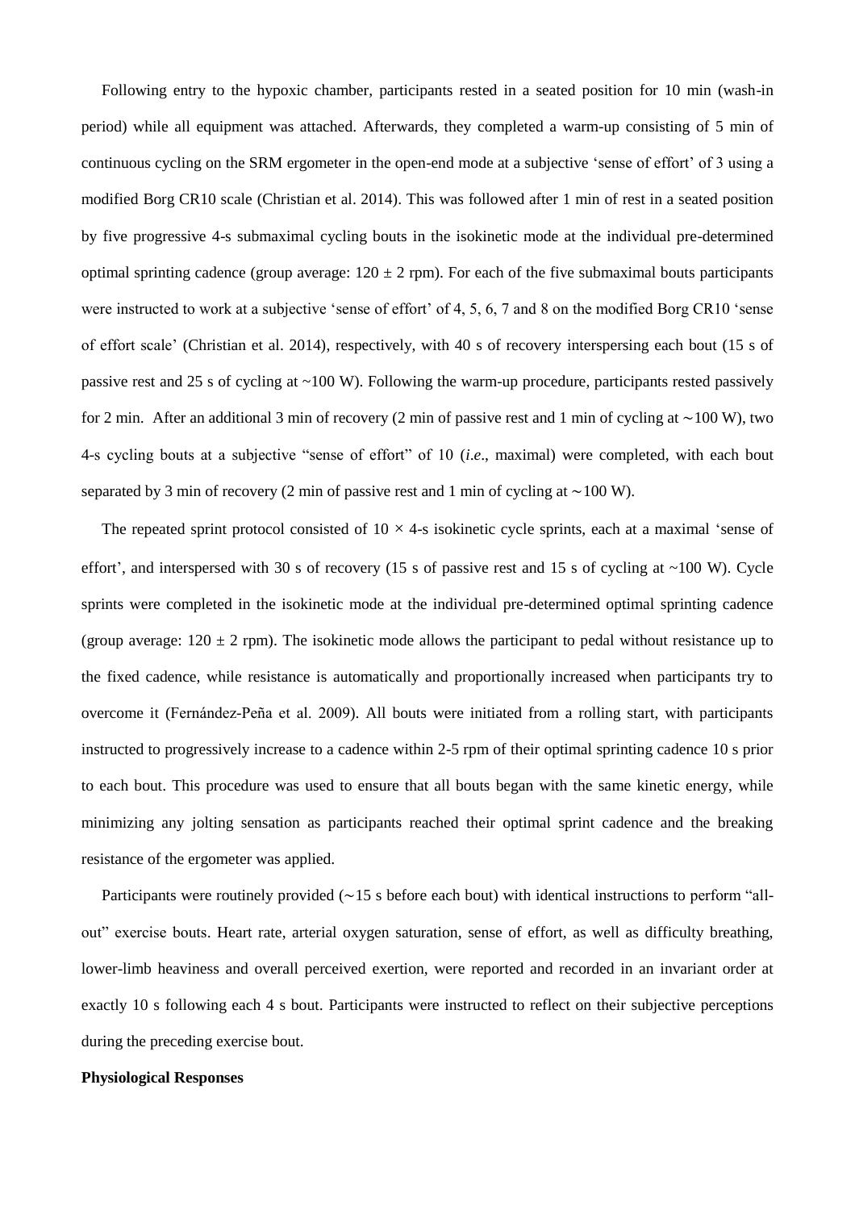Following entry to the hypoxic chamber, participants rested in a seated position for 10 min (wash-in period) while all equipment was attached. Afterwards, they completed a warm-up consisting of 5 min of continuous cycling on the SRM ergometer in the open-end mode at a subjective 'sense of effort' of 3 using a modified Borg CR10 scale (Christian et al. 2014). This was followed after 1 min of rest in a seated position by five progressive 4-s submaximal cycling bouts in the isokinetic mode at the individual pre-determined optimal sprinting cadence (group average: $120 \pm 2$ rpm). For each of the five submaximal bouts participants were instructed to work at a subjective 'sense of effort' of 4, 5, 6, 7 and 8 on the modified Borg CR10 'sense of effort scale' (Christian et al. 2014), respectively, with 40 s of recovery interspersing each bout (15 s of passive rest and 25 s of cycling at ~100 W). Following the warm-up procedure, participants rested passively for 2 min. After an additional 3 min of recovery (2 min of passive rest and 1 min of cycling at ∼100 W), two 4-s cycling bouts at a subjective "sense of effort" of 10 (*i.e*., maximal) were completed, with each bout separated by 3 min of recovery (2 min of passive rest and 1 min of cycling at ∼100 W).

The repeated sprint protocol consisted of $10 \times 4$-s isokinetic cycle sprints, each at a maximal 'sense of effort', and interspersed with 30 s of recovery (15 s of passive rest and 15 s of cycling at ~100 W). Cycle sprints were completed in the isokinetic mode at the individual pre-determined optimal sprinting cadence (group average: $120 \pm 2$ rpm). The isokinetic mode allows the participant to pedal without resistance up to the fixed cadence, while resistance is automatically and proportionally increased when participants try to overcome it (Fernández-Peña et al. 2009). All bouts were initiated from a rolling start, with participants instructed to progressively increase to a cadence within 2-5 rpm of their optimal sprinting cadence 10 s prior to each bout. This procedure was used to ensure that all bouts began with the same kinetic energy, while minimizing any jolting sensation as participants reached their optimal sprint cadence and the breaking resistance of the ergometer was applied.

Participants were routinely provided (∼15 s before each bout) with identical instructions to perform "all-out" exercise bouts. Heart rate, arterial oxygen saturation, sense of effort, as well as difficulty breathing, lower-limb heaviness and overall perceived exertion, were reported and recorded in an invariant order at exactly 10 s following each 4 s bout. Participants were instructed to reflect on their subjective perceptions during the preceding exercise bout.

**Physiological Responses**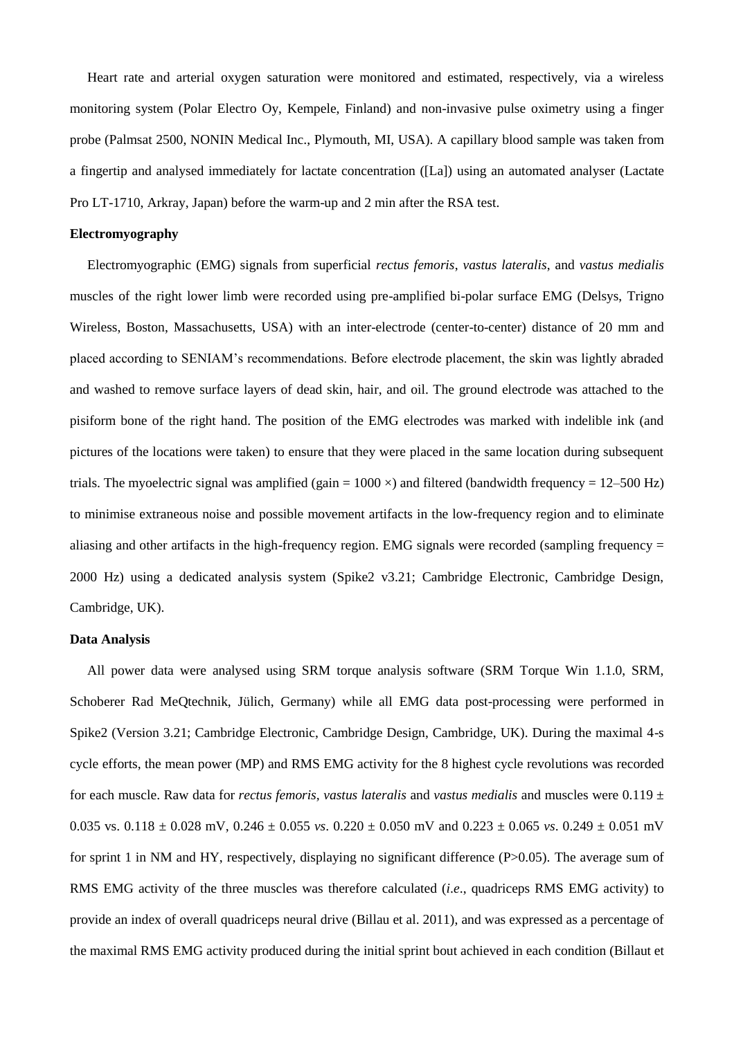Heart rate and arterial oxygen saturation were monitored and estimated, respectively, via a wireless monitoring system (Polar Electro Oy, Kempele, Finland) and non-invasive pulse oximetry using a finger probe (Palmsat 2500, NONIN Medical Inc., Plymouth, MI, USA). A capillary blood sample was taken from a fingertip and analysed immediately for lactate concentration ([La]) using an automated analyser (Lactate Pro LT-1710, Arkray, Japan) before the warm-up and 2 min after the RSA test.

**Electromyography**

Electromyographic (EMG) signals from superficial *rectus femoris*, *vastus lateralis*, and *vastus medialis* muscles of the right lower limb were recorded using pre-amplified bi-polar surface EMG (Delsys, Trigno Wireless, Boston, Massachusetts, USA) with an inter-electrode (center-to-center) distance of 20 mm and placed according to SENIAM's recommendations. Before electrode placement, the skin was lightly abraded and washed to remove surface layers of dead skin, hair, and oil. The ground electrode was attached to the pisiform bone of the right hand. The position of the EMG electrodes was marked with indelible ink (and pictures of the locations were taken) to ensure that they were placed in the same location during subsequent trials. The myoelectric signal was amplified (gain = 1000 ×) and filtered (bandwidth frequency = 12–500 Hz) to minimise extraneous noise and possible movement artifacts in the low-frequency region and to eliminate aliasing and other artifacts in the high-frequency region. EMG signals were recorded (sampling frequency = 2000 Hz) using a dedicated analysis system (Spike2 v3.21; Cambridge Electronic, Cambridge Design, Cambridge, UK).

**Data Analysis**

All power data were analysed using SRM torque analysis software (SRM Torque Win 1.1.0, SRM, Schoberer Rad MeQtechnik, Jülich, Germany) while all EMG data post-processing were performed in Spike2 (Version 3.21; Cambridge Electronic, Cambridge Design, Cambridge, UK). During the maximal 4-s cycle efforts, the mean power (MP) and RMS EMG activity for the 8 highest cycle revolutions was recorded for each muscle. Raw data for *rectus femoris*, *vastus lateralis* and *vastus medialis* and muscles were 0.119 ± 0.035 vs. 0.118 ± 0.028 mV, 0.246 ± 0.055 *vs*. 0.220 ± 0.050 mV and 0.223 ± 0.065 *vs*. 0.249 ± 0.051 mV for sprint 1 in NM and HY, respectively, displaying no significant difference ($P>0.05$). The average sum of RMS EMG activity of the three muscles was therefore calculated (*i.e*., quadriceps RMS EMG activity) to provide an index of overall quadriceps neural drive (Billau et al. 2011), and was expressed as a percentage of the maximal RMS EMG activity produced during the initial sprint bout achieved in each condition (Billaut et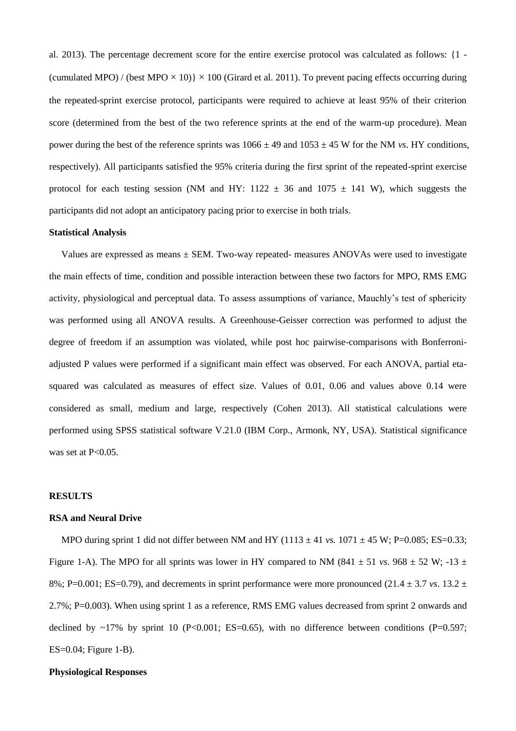al. 2013). The percentage decrement score for the entire exercise protocol was calculated as follows: {1 - (cumulated MPO) / (best MPO × 10)} × 100 (Girard et al. 2011). To prevent pacing effects occurring during the repeated-sprint exercise protocol, participants were required to achieve at least 95% of their criterion score (determined from the best of the two reference sprints at the end of the warm-up procedure). Mean power during the best of the reference sprints was 1066 ± 49 and 1053 ± 45 W for the NM *vs*. HY conditions, respectively). All participants satisfied the 95% criteria during the first sprint of the repeated-sprint exercise protocol for each testing session (NM and HY: 1122 ± 36 and 1075 ± 141 W), which suggests the participants did not adopt an anticipatory pacing prior to exercise in both trials.

**Statistical Analysis**

Values are expressed as means ± SEM. Two-way repeated- measures ANOVAs were used to investigate the main effects of time, condition and possible interaction between these two factors for MPO, RMS EMG activity, physiological and perceptual data. To assess assumptions of variance, Mauchly's test of sphericity was performed using all ANOVA results. A Greenhouse-Geisser correction was performed to adjust the degree of freedom if an assumption was violated, while post hoc pairwise-comparisons with Bonferroni-adjusted P values were performed if a significant main effect was observed. For each ANOVA, partial eta-squared was calculated as measures of effect size. Values of 0.01, 0.06 and values above 0.14 were considered as small, medium and large, respectively (Cohen 2013). All statistical calculations were performed using SPSS statistical software V.21.0 (IBM Corp., Armonk, NY, USA). Statistical significance was set at $P<0.05$.

**RESULTS**

**RSA and Neural Drive**

MPO during sprint 1 did not differ between NM and HY (1113 ± 41 *vs.* 1071 ± 45 W; $P=0.085$; ES=0.33; Figure 1-A). The MPO for all sprints was lower in HY compared to NM (841 ± 51 *vs*. 968 ± 52 W; -13 ± 8%; $P=0.001$; ES=0.79), and decrements in sprint performance were more pronounced (21.4 ± 3.7 *vs*. 13.2 ± 2.7%; $P=0.003$). When using sprint 1 as a reference, RMS EMG values decreased from sprint 2 onwards and declined by ~17% by sprint 10 ($P<0.001$; ES=0.65), with no difference between conditions ($P=0.597$; ES=0.04; Figure 1-B).

**Physiological Responses**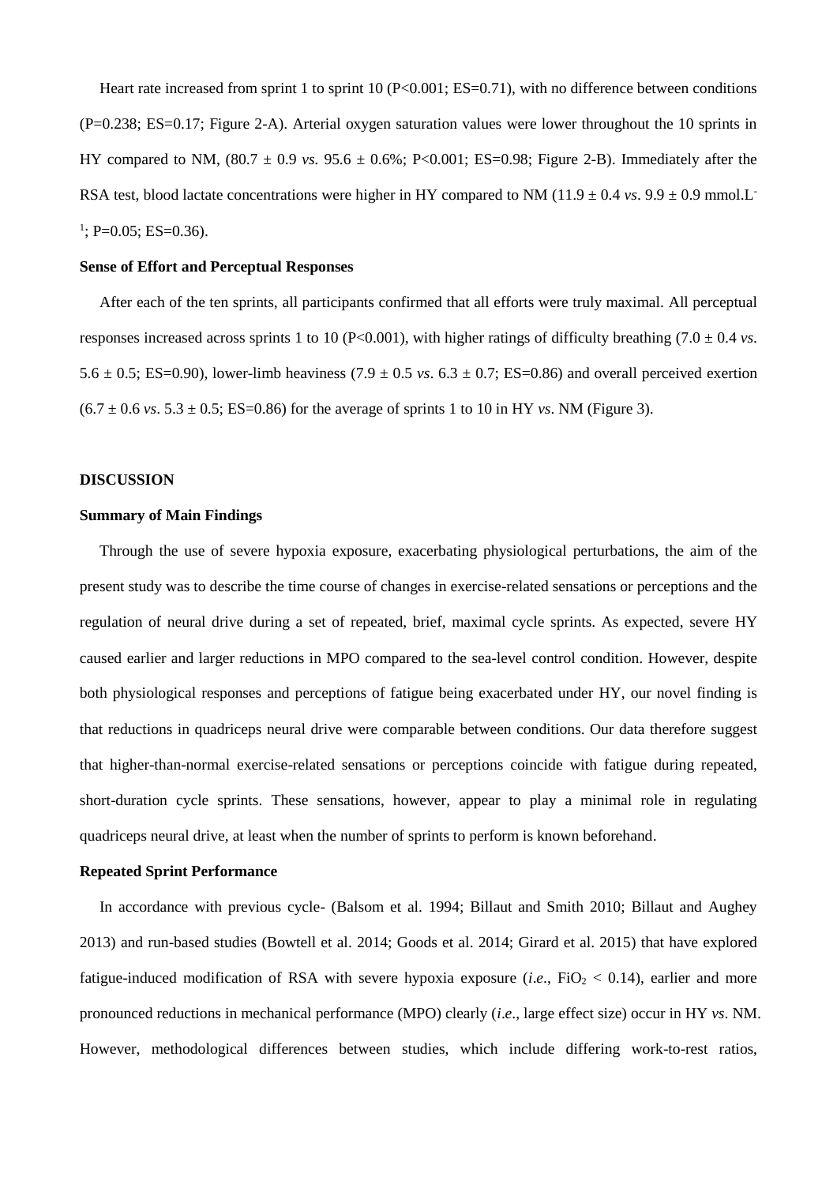Heart rate increased from sprint 1 to sprint 10 (P<0.001; ES=0.71), with no difference between conditions (P=0.238; ES=0.17; Figure 2-A). Arterial oxygen saturation values were lower throughout the 10 sprints in HY compared to NM, (80.7 ± 0.9 *vs.* 95.6 ± 0.6%; P<0.001; ES=0.98; Figure 2-B). Immediately after the RSA test, blood lactate concentrations were higher in HY compared to NM (11.9 ± 0.4 *vs*. 9.9 ± 0.9 mmol.L$^{-1}$; P=0.05; ES=0.36).

**Sense of Effort and Perceptual Responses**

After each of the ten sprints, all participants confirmed that all efforts were truly maximal. All perceptual responses increased across sprints 1 to 10 (P<0.001), with higher ratings of difficulty breathing (7.0 ± 0.4 *vs*. 5.6 ± 0.5; ES=0.90), lower-limb heaviness (7.9 ± 0.5 *vs*. 6.3 ± 0.7; ES=0.86) and overall perceived exertion (6.7 ± 0.6 *vs*. 5.3 ± 0.5; ES=0.86) for the average of sprints 1 to 10 in HY *vs*. NM (Figure 3).

## DISCUSSION

**Summary of Main Findings**

Through the use of severe hypoxia exposure, exacerbating physiological perturbations, the aim of the present study was to describe the time course of changes in exercise-related sensations or perceptions and the regulation of neural drive during a set of repeated, brief, maximal cycle sprints. As expected, severe HY caused earlier and larger reductions in MPO compared to the sea-level control condition. However, despite both physiological responses and perceptions of fatigue being exacerbated under HY, our novel finding is that reductions in quadriceps neural drive were comparable between conditions. Our data therefore suggest that higher-than-normal exercise-related sensations or perceptions coincide with fatigue during repeated, short-duration cycle sprints. These sensations, however, appear to play a minimal role in regulating quadriceps neural drive, at least when the number of sprints to perform is known beforehand.

**Repeated Sprint Performance**

In accordance with previous cycle- (Balsom et al. 1994; Billaut and Smith 2010; Billaut and Aughey 2013) and run-based studies (Bowtell et al. 2014; Goods et al. 2014; Girard et al. 2015) that have explored fatigue-induced modification of RSA with severe hypoxia exposure (*i.e*., $FiO_2 < 0.14$), earlier and more pronounced reductions in mechanical performance (MPO) clearly (*i.e*., large effect size) occur in HY *vs*. NM. However, methodological differences between studies, which include differing work-to-rest ratios,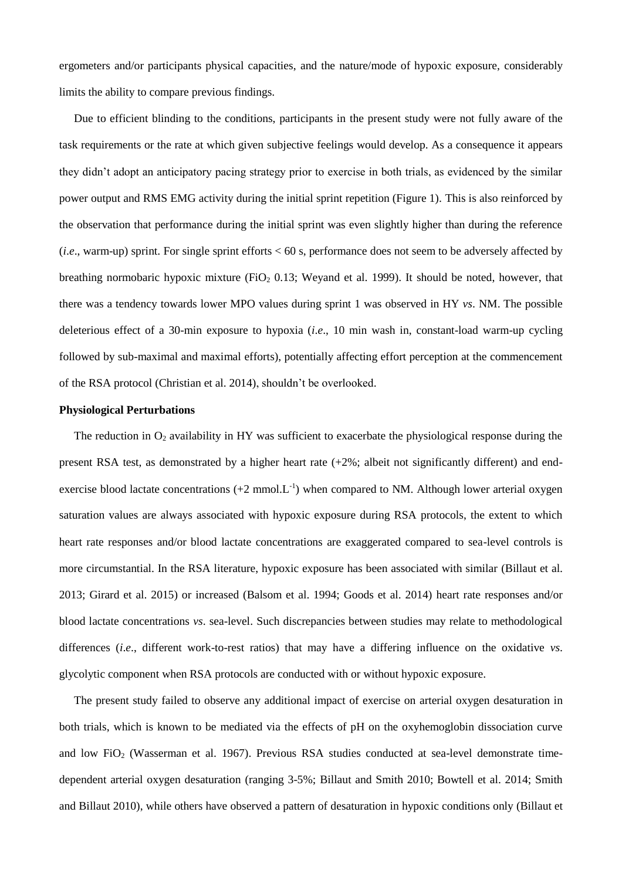ergometers and/or participants physical capacities, and the nature/mode of hypoxic exposure, considerably limits the ability to compare previous findings.

Due to efficient blinding to the conditions, participants in the present study were not fully aware of the task requirements or the rate at which given subjective feelings would develop. As a consequence it appears they didn't adopt an anticipatory pacing strategy prior to exercise in both trials, as evidenced by the similar power output and RMS EMG activity during the initial sprint repetition (Figure 1). This is also reinforced by the observation that performance during the initial sprint was even slightly higher than during the reference (*i.e*., warm-up) sprint. For single sprint efforts < 60 s, performance does not seem to be adversely affected by breathing normobaric hypoxic mixture ($FiO_2$ 0.13; Weyand et al. 1999). It should be noted, however, that there was a tendency towards lower MPO values during sprint 1 was observed in HY *vs*. NM. The possible deleterious effect of a 30-min exposure to hypoxia (*i.e*., 10 min wash in, constant-load warm-up cycling followed by sub-maximal and maximal efforts), potentially affecting effort perception at the commencement of the RSA protocol (Christian et al. 2014), shouldn't be overlooked.

**Physiological Perturbations**

The reduction in $O_2$ availability in HY was sufficient to exacerbate the physiological response during the present RSA test, as demonstrated by a higher heart rate (+2%; albeit not significantly different) and end-exercise blood lactate concentrations (+2 $mmol.L^{-1}$) when compared to NM. Although lower arterial oxygen saturation values are always associated with hypoxic exposure during RSA protocols, the extent to which heart rate responses and/or blood lactate concentrations are exaggerated compared to sea-level controls is more circumstantial. In the RSA literature, hypoxic exposure has been associated with similar (Billaut et al. 2013; Girard et al. 2015) or increased (Balsom et al. 1994; Goods et al. 2014) heart rate responses and/or blood lactate concentrations *vs*. sea-level. Such discrepancies between studies may relate to methodological differences (*i.e*., different work-to-rest ratios) that may have a differing influence on the oxidative *vs*. glycolytic component when RSA protocols are conducted with or without hypoxic exposure.

The present study failed to observe any additional impact of exercise on arterial oxygen desaturation in both trials, which is known to be mediated via the effects of pH on the oxyhemoglobin dissociation curve and low $FiO_2$ (Wasserman et al. 1967). Previous RSA studies conducted at sea-level demonstrate time-dependent arterial oxygen desaturation (ranging 3-5%; Billaut and Smith 2010; Bowtell et al. 2014; Smith and Billaut 2010), while others have observed a pattern of desaturation in hypoxic conditions only (Billaut et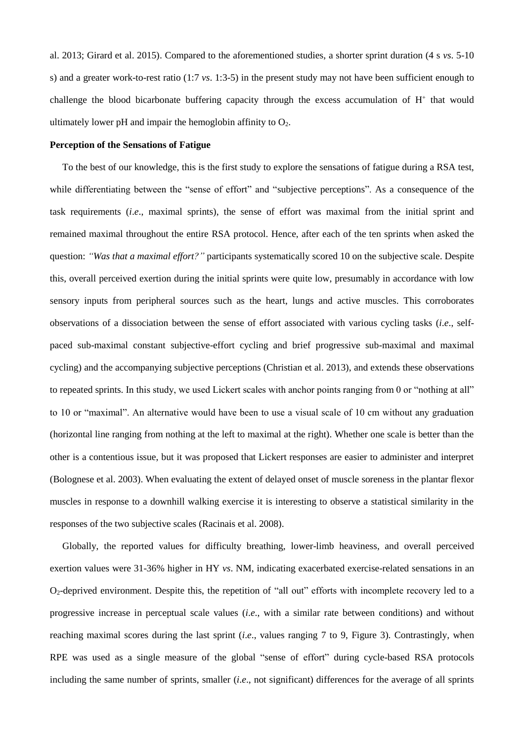al. 2013; Girard et al. 2015). Compared to the aforementioned studies, a shorter sprint duration (4 s *vs.* 5-10 s) and a greater work-to-rest ratio (1:7 *vs*. 1:3-5) in the present study may not have been sufficient enough to challenge the blood bicarbonate buffering capacity through the excess accumulation of $H^+$ that would ultimately lower pH and impair the hemoglobin affinity to $O_2$.

**Perception of the Sensations of Fatigue**

To the best of our knowledge, this is the first study to explore the sensations of fatigue during a RSA test, while differentiating between the "sense of effort" and "subjective perceptions". As a consequence of the task requirements (*i.e*., maximal sprints), the sense of effort was maximal from the initial sprint and remained maximal throughout the entire RSA protocol. Hence, after each of the ten sprints when asked the question: *"Was that a maximal effort?"* participants systematically scored 10 on the subjective scale. Despite this, overall perceived exertion during the initial sprints were quite low, presumably in accordance with low sensory inputs from peripheral sources such as the heart, lungs and active muscles. This corroborates observations of a dissociation between the sense of effort associated with various cycling tasks (*i.e*., self-paced sub-maximal constant subjective-effort cycling and brief progressive sub-maximal and maximal cycling) and the accompanying subjective perceptions (Christian et al. 2013), and extends these observations to repeated sprints. In this study, we used Lickert scales with anchor points ranging from 0 or "nothing at all" to 10 or "maximal". An alternative would have been to use a visual scale of 10 cm without any graduation (horizontal line ranging from nothing at the left to maximal at the right). Whether one scale is better than the other is a contentious issue, but it was proposed that Lickert responses are easier to administer and interpret (Bolognese et al. 2003). When evaluating the extent of delayed onset of muscle soreness in the plantar flexor muscles in response to a downhill walking exercise it is interesting to observe a statistical similarity in the responses of the two subjective scales (Racinais et al. 2008).

Globally, the reported values for difficulty breathing, lower-limb heaviness, and overall perceived exertion values were 31-36% higher in HY *vs*. NM, indicating exacerbated exercise-related sensations in an $O_2$-deprived environment. Despite this, the repetition of "all out" efforts with incomplete recovery led to a progressive increase in perceptual scale values (*i.e*., with a similar rate between conditions) and without reaching maximal scores during the last sprint (*i.e*., values ranging 7 to 9, Figure 3). Contrastingly, when RPE was used as a single measure of the global "sense of effort" during cycle-based RSA protocols including the same number of sprints, smaller (*i.e*., not significant) differences for the average of all sprints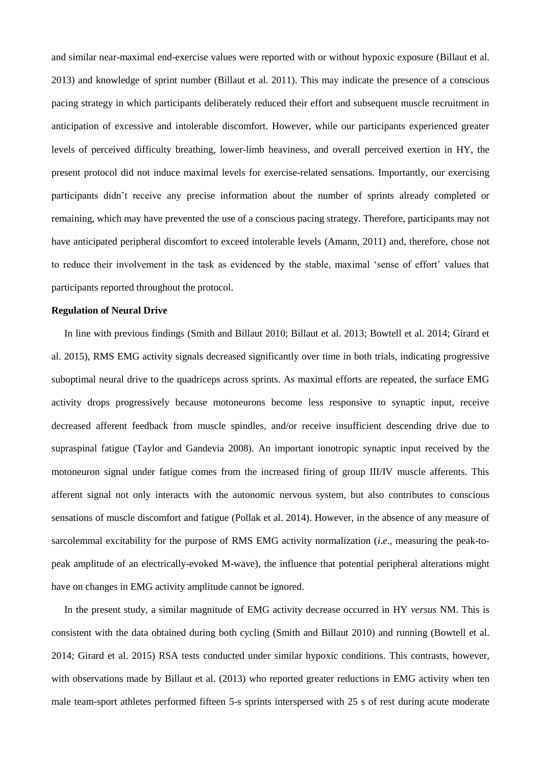and similar near-maximal end-exercise values were reported with or without hypoxic exposure (Billaut et al. 2013) and knowledge of sprint number (Billaut et al. 2011). This may indicate the presence of a conscious pacing strategy in which participants deliberately reduced their effort and subsequent muscle recruitment in anticipation of excessive and intolerable discomfort. However, while our participants experienced greater levels of perceived difficulty breathing, lower-limb heaviness, and overall perceived exertion in HY, the present protocol did not induce maximal levels for exercise-related sensations. Importantly, our exercising participants didn't receive any precise information about the number of sprints already completed or remaining, which may have prevented the use of a conscious pacing strategy. Therefore, participants may not have anticipated peripheral discomfort to exceed intolerable levels (Amann, 2011) and, therefore, chose not to reduce their involvement in the task as evidenced by the stable, maximal 'sense of effort' values that participants reported throughout the protocol.

**Regulation of Neural Drive**

In line with previous findings (Smith and Billaut 2010; Billaut et al. 2013; Bowtell et al. 2014; Girard et al. 2015), RMS EMG activity signals decreased significantly over time in both trials, indicating progressive suboptimal neural drive to the quadriceps across sprints. As maximal efforts are repeated, the surface EMG activity drops progressively because motoneurons become less responsive to synaptic input, receive decreased afferent feedback from muscle spindles, and/or receive insufficient descending drive due to supraspinal fatigue (Taylor and Gandevia 2008). An important ionotropic synaptic input received by the motoneuron signal under fatigue comes from the increased firing of group III/IV muscle afferents. This afferent signal not only interacts with the autonomic nervous system, but also contributes to conscious sensations of muscle discomfort and fatigue (Pollak et al. 2014). However, in the absence of any measure of sarcolemmal excitability for the purpose of RMS EMG activity normalization (*i.e*., measuring the peak-to-peak amplitude of an electrically-evoked M-wave), the influence that potential peripheral alterations might have on changes in EMG activity amplitude cannot be ignored.

In the present study, a similar magnitude of EMG activity decrease occurred in HY *versus* NM. This is consistent with the data obtained during both cycling (Smith and Billaut 2010) and running (Bowtell et al. 2014; Girard et al. 2015) RSA tests conducted under similar hypoxic conditions. This contrasts, however, with observations made by Billaut et al. (2013) who reported greater reductions in EMG activity when ten male team-sport athletes performed fifteen 5-s sprints interspersed with 25 s of rest during acute moderate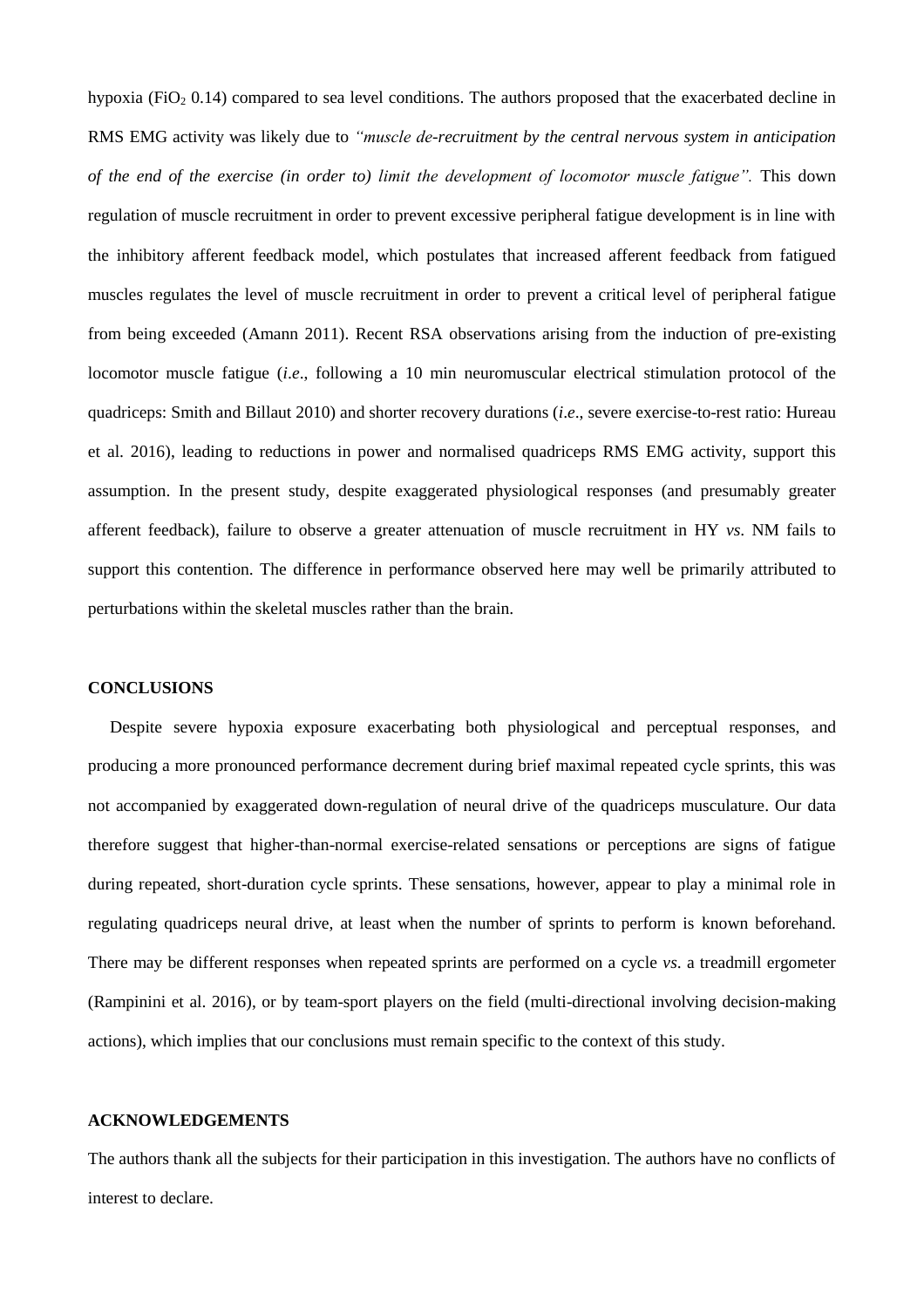hypoxia ($FiO_2$ 0.14) compared to sea level conditions. The authors proposed that the exacerbated decline in RMS EMG activity was likely due to *"muscle de-recruitment by the central nervous system in anticipation of the end of the exercise (in order to) limit the development of locomotor muscle fatigue".* This down regulation of muscle recruitment in order to prevent excessive peripheral fatigue development is in line with the inhibitory afferent feedback model, which postulates that increased afferent feedback from fatigued muscles regulates the level of muscle recruitment in order to prevent a critical level of peripheral fatigue from being exceeded (Amann 2011). Recent RSA observations arising from the induction of pre-existing locomotor muscle fatigue (*i.e*., following a 10 min neuromuscular electrical stimulation protocol of the quadriceps: Smith and Billaut 2010) and shorter recovery durations (*i.e*., severe exercise-to-rest ratio: Hureau et al. 2016), leading to reductions in power and normalised quadriceps RMS EMG activity, support this assumption. In the present study, despite exaggerated physiological responses (and presumably greater afferent feedback), failure to observe a greater attenuation of muscle recruitment in HY *vs*. NM fails to support this contention. The difference in performance observed here may well be primarily attributed to perturbations within the skeletal muscles rather than the brain.

## CONCLUSIONS

Despite severe hypoxia exposure exacerbating both physiological and perceptual responses, and producing a more pronounced performance decrement during brief maximal repeated cycle sprints, this was not accompanied by exaggerated down-regulation of neural drive of the quadriceps musculature. Our data therefore suggest that higher-than-normal exercise-related sensations or perceptions are signs of fatigue during repeated, short-duration cycle sprints. These sensations, however, appear to play a minimal role in regulating quadriceps neural drive, at least when the number of sprints to perform is known beforehand. There may be different responses when repeated sprints are performed on a cycle *vs*. a treadmill ergometer (Rampinini et al. 2016), or by team-sport players on the field (multi-directional involving decision-making actions), which implies that our conclusions must remain specific to the context of this study.

## ACKNOWLEDGEMENTS

The authors thank all the subjects for their participation in this investigation. The authors have no conflicts of interest to declare.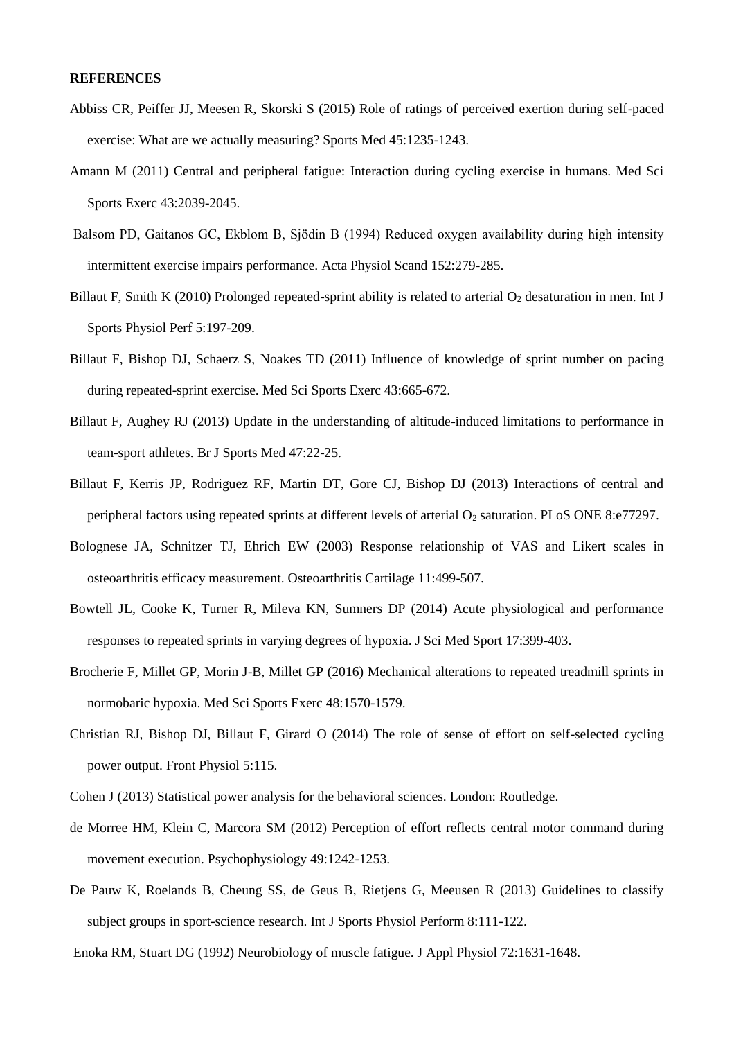**REFERENCES**

Abbiss CR, Peiffer JJ, Meesen R, Skorski S (2015) Role of ratings of perceived exertion during self-paced exercise: What are we actually measuring? Sports Med 45:1235-1243.

Amann M (2011) Central and peripheral fatigue: Interaction during cycling exercise in humans. Med Sci Sports Exerc 43:2039-2045.

Balsom PD, Gaitanos GC, Ekblom B, Sjödin B (1994) Reduced oxygen availability during high intensity intermittent exercise impairs performance. Acta Physiol Scand 152:279-285.

Billaut F, Smith K (2010) Prolonged repeated-sprint ability is related to arterial $O_2$ desaturation in men. Int J Sports Physiol Perf 5:197-209.

Billaut F, Bishop DJ, Schaerz S, Noakes TD (2011) Influence of knowledge of sprint number on pacing during repeated-sprint exercise. Med Sci Sports Exerc 43:665-672.

Billaut F, Aughey RJ (2013) Update in the understanding of altitude-induced limitations to performance in team-sport athletes. Br J Sports Med 47:22-25.

Billaut F, Kerris JP, Rodriguez RF, Martin DT, Gore CJ, Bishop DJ (2013) Interactions of central and peripheral factors using repeated sprints at different levels of arterial $O_2$ saturation. PLoS ONE 8:e77297.

Bolognese JA, Schnitzer TJ, Ehrich EW (2003) Response relationship of VAS and Likert scales in osteoarthritis efficacy measurement. Osteoarthritis Cartilage 11:499-507.

Bowtell JL, Cooke K, Turner R, Mileva KN, Sumners DP (2014) Acute physiological and performance responses to repeated sprints in varying degrees of hypoxia. J Sci Med Sport 17:399-403.

Brocherie F, Millet GP, Morin J-B, Millet GP (2016) Mechanical alterations to repeated treadmill sprints in normobaric hypoxia. Med Sci Sports Exerc 48:1570-1579.

Christian RJ, Bishop DJ, Billaut F, Girard O (2014) The role of sense of effort on self-selected cycling power output. Front Physiol 5:115.

Cohen J (2013) Statistical power analysis for the behavioral sciences. London: Routledge.

de Morree HM, Klein C, Marcora SM (2012) Perception of effort reflects central motor command during movement execution. Psychophysiology 49:1242-1253.

De Pauw K, Roelands B, Cheung SS, de Geus B, Rietjens G, Meeusen R (2013) Guidelines to classify subject groups in sport-science research. Int J Sports Physiol Perform 8:111-122.

Enoka RM, Stuart DG (1992) Neurobiology of muscle fatigue. J Appl Physiol 72:1631-1648.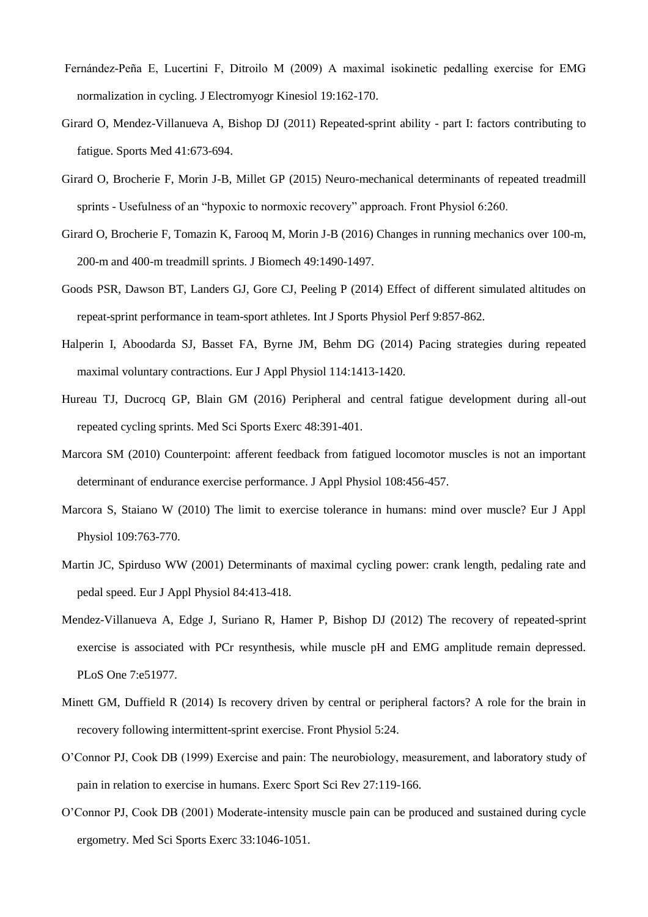Fernández-Peña E, Lucertini F, Ditroilo M (2009) A maximal isokinetic pedalling exercise for EMG normalization in cycling. J Electromyogr Kinesiol 19:162-170.

Girard O, Mendez-Villanueva A, Bishop DJ (2011) Repeated-sprint ability - part I: factors contributing to fatigue. Sports Med 41:673-694.

Girard O, Brocherie F, Morin J-B, Millet GP (2015) Neuro-mechanical determinants of repeated treadmill sprints - Usefulness of an "hypoxic to normoxic recovery" approach. Front Physiol 6:260.

Girard O, Brocherie F, Tomazin K, Farooq M, Morin J-B (2016) Changes in running mechanics over 100-m, 200-m and 400-m treadmill sprints. J Biomech 49:1490-1497.

Goods PSR, Dawson BT, Landers GJ, Gore CJ, Peeling P (2014) Effect of different simulated altitudes on repeat-sprint performance in team-sport athletes. Int J Sports Physiol Perf 9:857-862.

Halperin I, Aboodarda SJ, Basset FA, Byrne JM, Behm DG (2014) Pacing strategies during repeated maximal voluntary contractions. Eur J Appl Physiol 114:1413-1420.

Hureau TJ, Ducrocq GP, Blain GM (2016) Peripheral and central fatigue development during all-out repeated cycling sprints. Med Sci Sports Exerc 48:391-401.

Marcora SM (2010) Counterpoint: afferent feedback from fatigued locomotor muscles is not an important determinant of endurance exercise performance. J Appl Physiol 108:456-457.

Marcora S, Staiano W (2010) The limit to exercise tolerance in humans: mind over muscle? Eur J Appl Physiol 109:763-770.

Martin JC, Spirduso WW (2001) Determinants of maximal cycling power: crank length, pedaling rate and pedal speed. Eur J Appl Physiol 84:413-418.

Mendez-Villanueva A, Edge J, Suriano R, Hamer P, Bishop DJ (2012) The recovery of repeated-sprint exercise is associated with PCr resynthesis, while muscle pH and EMG amplitude remain depressed. PLoS One 7:e51977.

Minett GM, Duffield R (2014) Is recovery driven by central or peripheral factors? A role for the brain in recovery following intermittent-sprint exercise. Front Physiol 5:24.

O'Connor PJ, Cook DB (1999) Exercise and pain: The neurobiology, measurement, and laboratory study of pain in relation to exercise in humans. Exerc Sport Sci Rev 27:119-166.

O'Connor PJ, Cook DB (2001) Moderate-intensity muscle pain can be produced and sustained during cycle ergometry. Med Sci Sports Exerc 33:1046-1051.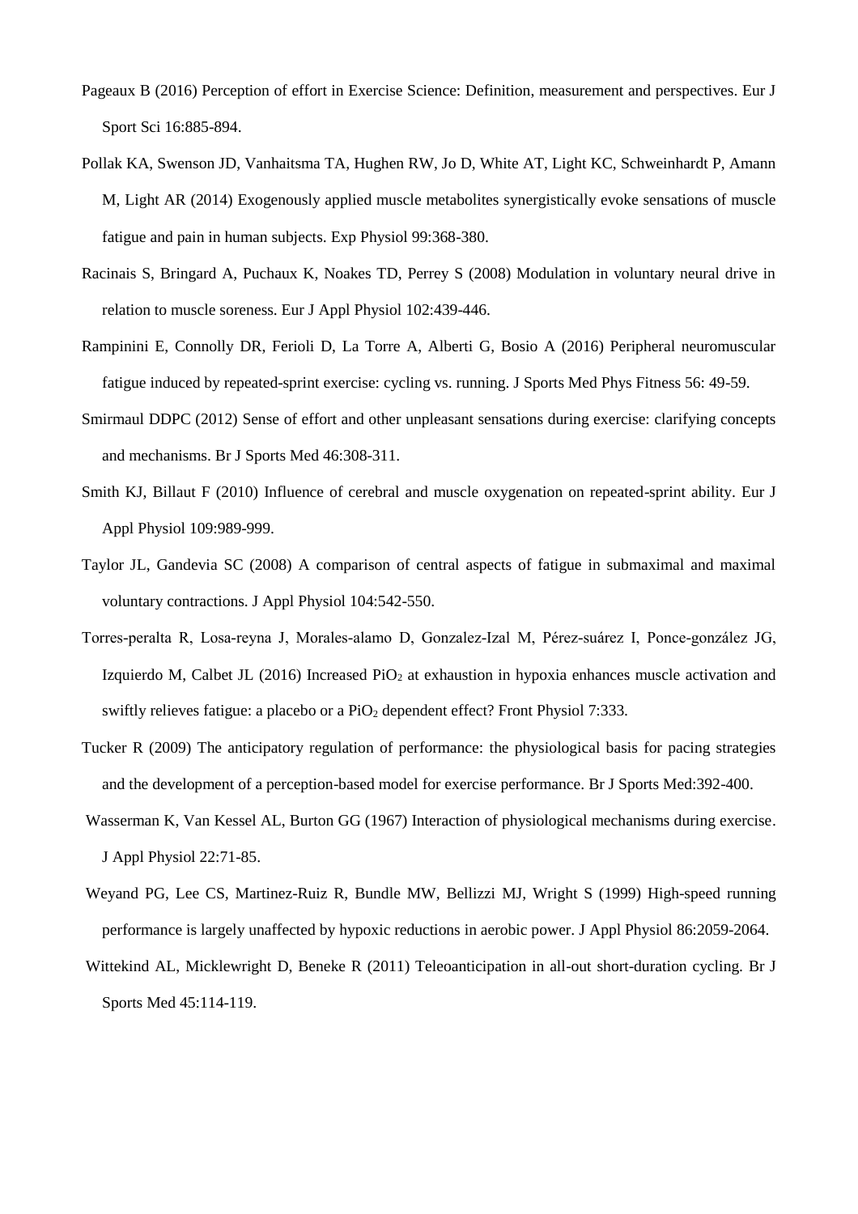Pageaux B (2016) Perception of effort in Exercise Science: Definition, measurement and perspectives. Eur J Sport Sci 16:885-894.

Pollak KA, Swenson JD, Vanhaitsma TA, Hughen RW, Jo D, White AT, Light KC, Schweinhardt P, Amann M, Light AR (2014) Exogenously applied muscle metabolites synergistically evoke sensations of muscle fatigue and pain in human subjects. Exp Physiol 99:368-380.

Racinais S, Bringard A, Puchaux K, Noakes TD, Perrey S (2008) Modulation in voluntary neural drive in relation to muscle soreness. Eur J Appl Physiol 102:439-446.

Rampinini E, Connolly DR, Ferioli D, La Torre A, Alberti G, Bosio A (2016) Peripheral neuromuscular fatigue induced by repeated-sprint exercise: cycling vs. running. J Sports Med Phys Fitness 56: 49-59.

Smirmaul DDPC (2012) Sense of effort and other unpleasant sensations during exercise: clarifying concepts and mechanisms. Br J Sports Med 46:308-311.

Smith KJ, Billaut F (2010) Influence of cerebral and muscle oxygenation on repeated-sprint ability. Eur J Appl Physiol 109:989-999.

Taylor JL, Gandevia SC (2008) A comparison of central aspects of fatigue in submaximal and maximal voluntary contractions. J Appl Physiol 104:542-550.

Torres-peralta R, Losa-reyna J, Morales-alamo D, Gonzalez-Izal M, Pérez-suárez I, Ponce-gonzález JG, Izquierdo M, Calbet JL (2016) Increased $PiO_2$ at exhaustion in hypoxia enhances muscle activation and swiftly relieves fatigue: a placebo or a $PiO_2$ dependent effect? Front Physiol 7:333.

Tucker R (2009) The anticipatory regulation of performance: the physiological basis for pacing strategies and the development of a perception-based model for exercise performance. Br J Sports Med:392-400.

Wasserman K, Van Kessel AL, Burton GG (1967) Interaction of physiological mechanisms during exercise. J Appl Physiol 22:71-85.

Weyand PG, Lee CS, Martinez-Ruiz R, Bundle MW, Bellizzi MJ, Wright S (1999) High-speed running performance is largely unaffected by hypoxic reductions in aerobic power. J Appl Physiol 86:2059-2064.

Wittekind AL, Micklewright D, Beneke R (2011) Teleoanticipation in all-out short-duration cycling. Br J Sports Med 45:114-119.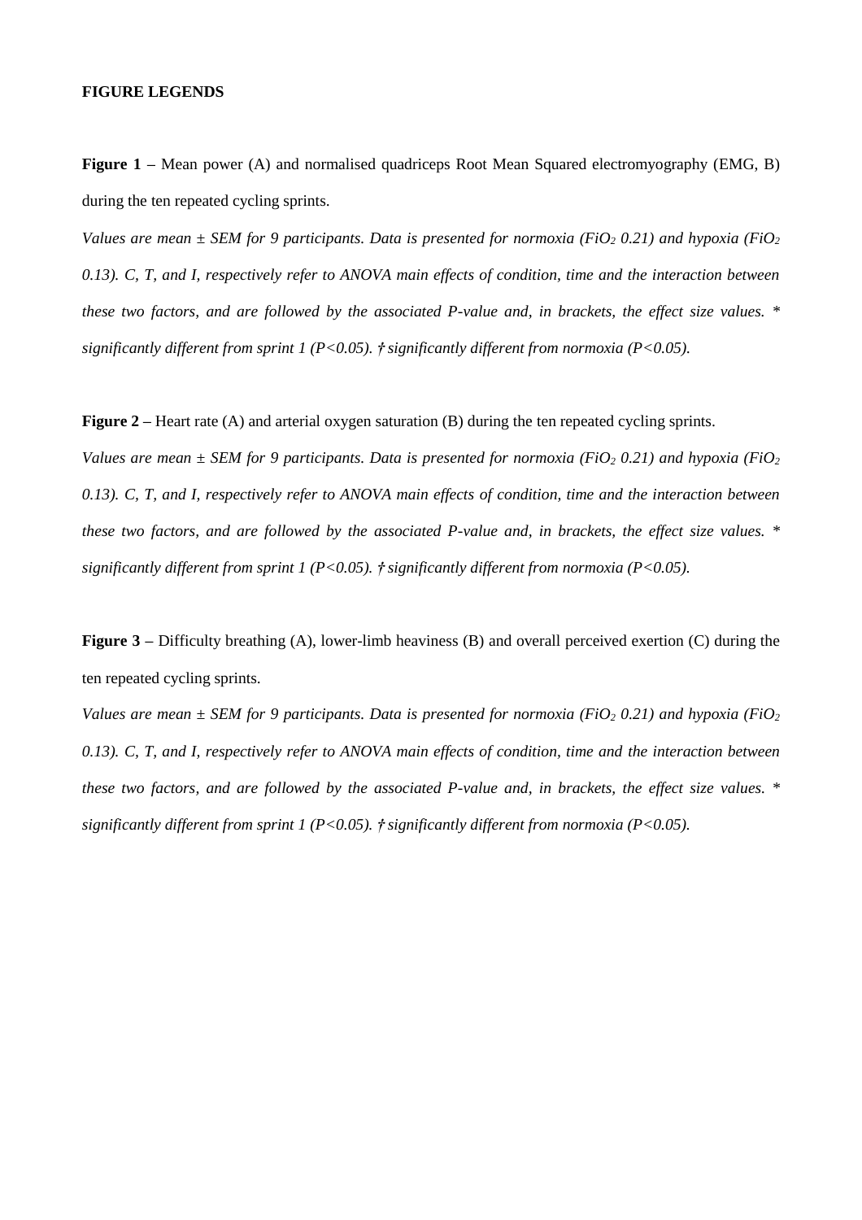**FIGURE LEGENDS**

**Figure 1 –** Mean power (A) and normalised quadriceps Root Mean Squared electromyography (EMG, B) during the ten repeated cycling sprints.

*Values are mean ± SEM for 9 participants. Data is presented for normoxia ($FiO_2$ 0.21) and hypoxia ($FiO_2$ 0.13). C, T, and I, respectively refer to ANOVA main effects of condition, time and the interaction between these two factors, and are followed by the associated P-value and, in brackets, the effect size values. * significantly different from sprint 1 ($P<0.05$). † significantly different from normoxia ($P<0.05$).*

**Figure 2 –** Heart rate (A) and arterial oxygen saturation (B) during the ten repeated cycling sprints.

*Values are mean ± SEM for 9 participants. Data is presented for normoxia ($FiO_2$ 0.21) and hypoxia ($FiO_2$ 0.13). C, T, and I, respectively refer to ANOVA main effects of condition, time and the interaction between these two factors, and are followed by the associated P-value and, in brackets, the effect size values. * significantly different from sprint 1 ($P<0.05$). † significantly different from normoxia ($P<0.05$).*

**Figure 3 –** Difficulty breathing (A), lower-limb heaviness (B) and overall perceived exertion (C) during the ten repeated cycling sprints.

*Values are mean ± SEM for 9 participants. Data is presented for normoxia ($FiO_2$ 0.21) and hypoxia ($FiO_2$ 0.13). C, T, and I, respectively refer to ANOVA main effects of condition, time and the interaction between these two factors, and are followed by the associated P-value and, in brackets, the effect size values. * significantly different from sprint 1 ($P<0.05$). † significantly different from normoxia ($P<0.05$).*